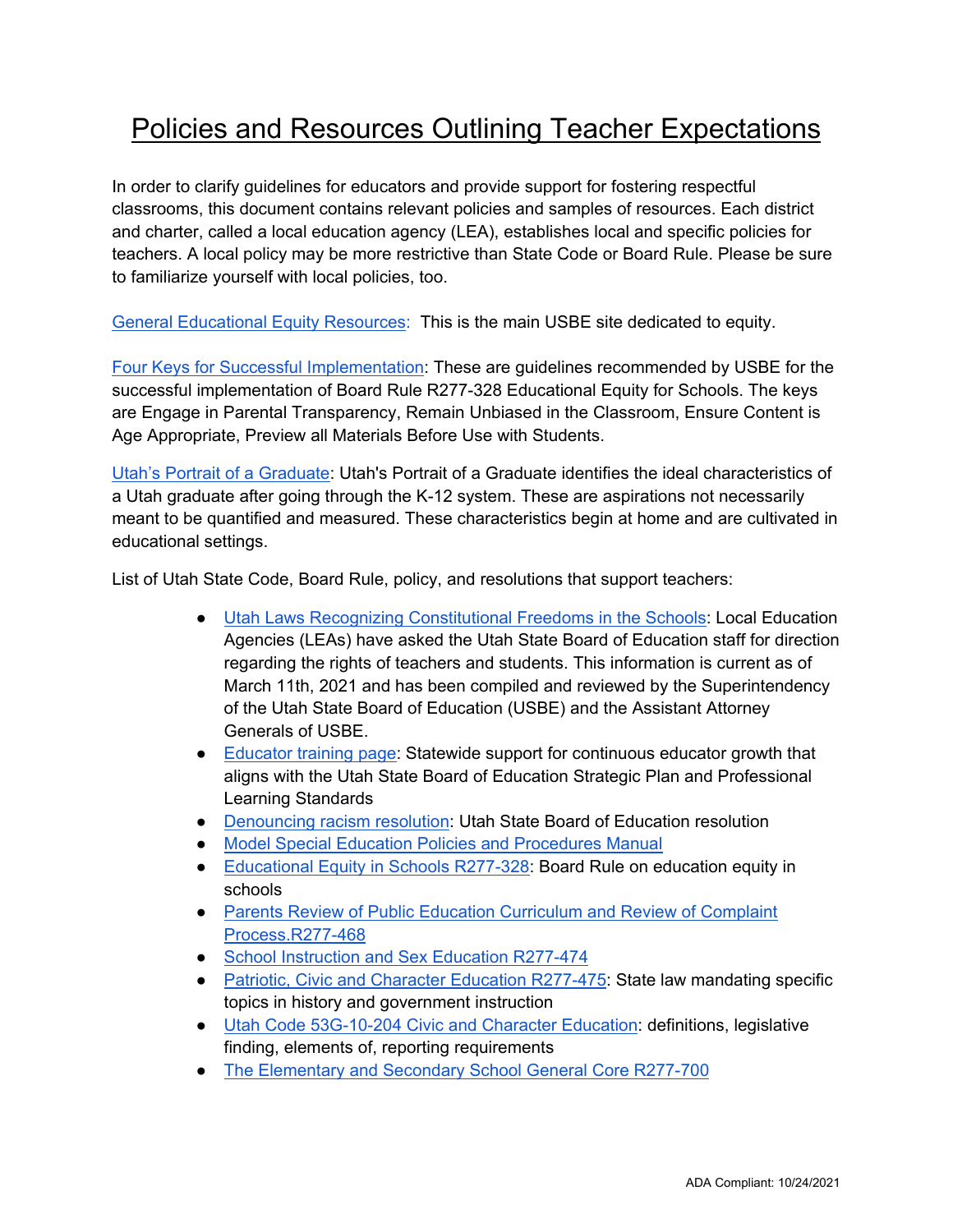# Policies and Resources Outlining Teacher Expectations

In order to clarify guidelines for educators and provide support for fostering respectful classrooms, this document contains relevant policies and samples of resources. Each district and charter, called a local education agency (LEA), establishes local and specific policies for teachers. A local policy may be more restrictive than State Code or Board Rule. Please be sure to familiarize yourself with local policies, too.

General Educational Equity Resources: This is the main USBE site dedicated to equity.

Four Keys for Successful Implementation: These are guidelines recommended by USBE for the successful implementation of Board Rule R277-328 Educational Equity for Schools. The keys are Engage in Parental Transparency, Remain Unbiased in the Classroom, Ensure Content is Age Appropriate, Preview all Materials Before Use with Students.

Utah's Portrait of a Graduate: Utah's Portrait of a Graduate identifies the ideal characteristics of a Utah graduate after going through the K-12 system. These are aspirations not necessarily meant to be quantified and measured. These characteristics begin at home and are cultivated in educational settings.

List of Utah State Code, Board Rule, policy, and resolutions that support teachers:

- Utah Laws Recognizing Constitutional Freedoms in the Schools: Local Education Agencies (LEAs) have asked the Utah State Board of Education staff for direction regarding the rights of teachers and students. This information is current as of March 11th, 2021 and has been compiled and reviewed by the Superintendency of the Utah State Board of Education (USBE) and the Assistant Attorney Generals of USBE.
- Educator training page: Statewide support for continuous educator growth that aligns with the Utah State Board of Education Strategic Plan and Professional Learning Standards
- Denouncing racism resolution: Utah State Board of Education resolution
- Model Special Education Policies and Procedures Manual
- Educational Equity in Schools R277-328: Board Rule on education equity in schools
- Parents Review of Public Education Curriculum and Review of Complaint Process.R277-468
- School Instruction and Sex Education R277-474
- Patriotic, Civic and Character Education R277-475: State law mandating specific topics in history and government instruction
- Utah Code 53G-10-204 Civic and Character Education: definitions, legislative finding, elements of, reporting requirements
- The Elementary and Secondary School General Core R277-700

ADA Compliant: 10/24/2021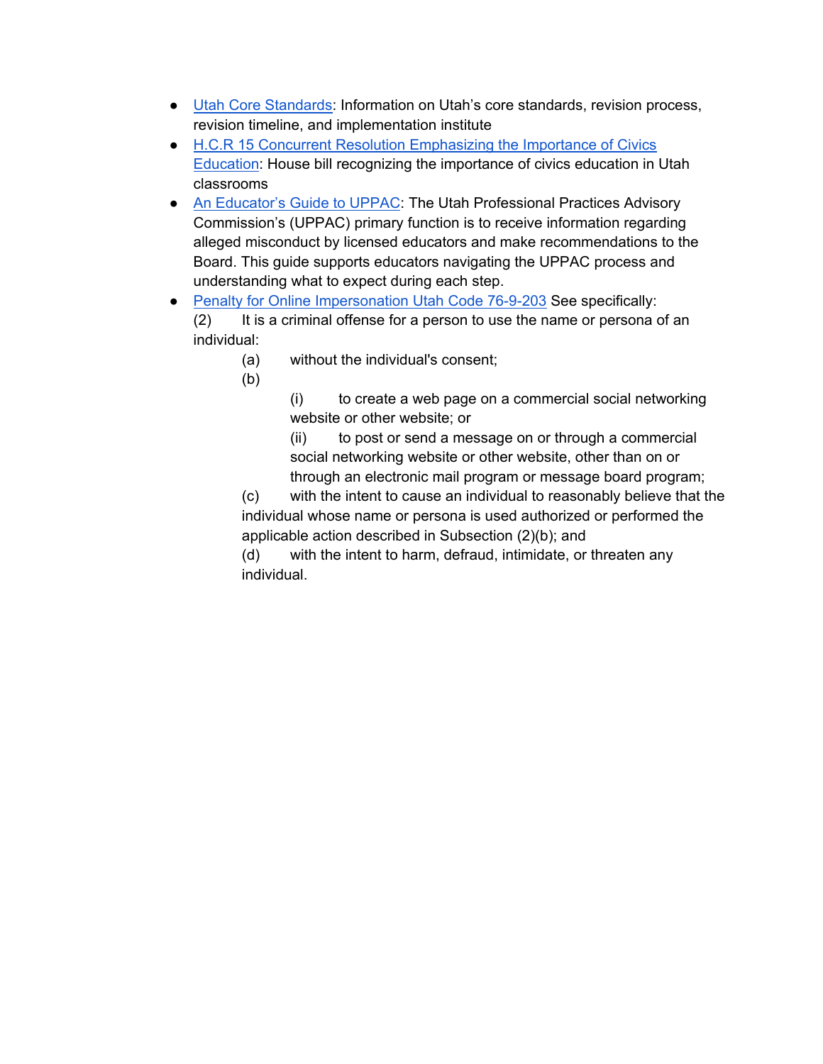- [Utah Core Standards](): Information on Utah's core standards, revision process, revision timeline, and implementation institute
- [H.C.R 15 Concurrent Resolution Emphasizing the Importance of Civics Education](): House bill recognizing the importance of civics education in Utah classrooms
- [An Educator's Guide to UPPAC](): The Utah Professional Practices Advisory Commission's (UPPAC) primary function is to receive information regarding alleged misconduct by licensed educators and make recommendations to the Board. This guide supports educators navigating the UPPAC process and understanding what to expect during each step.
- [Penalty for Online Impersonation Utah Code 76-9-203]() See specifically:

  (2) It is a criminal offense for a person to use the name or persona of an individual:

  > (a) without the individual's consent;
  >
  > (b)
  >
  > > (i) to create a web page on a commercial social networking website or other website; or
  > >
  > > (ii) to post or send a message on or through a commercial social networking website or other website, other than on or through an electronic mail program or message board program;
  >
  > (c) with the intent to cause an individual to reasonably believe that the individual whose name or persona is used authorized or performed the applicable action described in Subsection (2)(b); and
  >
  > (d) with the intent to harm, defraud, intimidate, or threaten any individual.